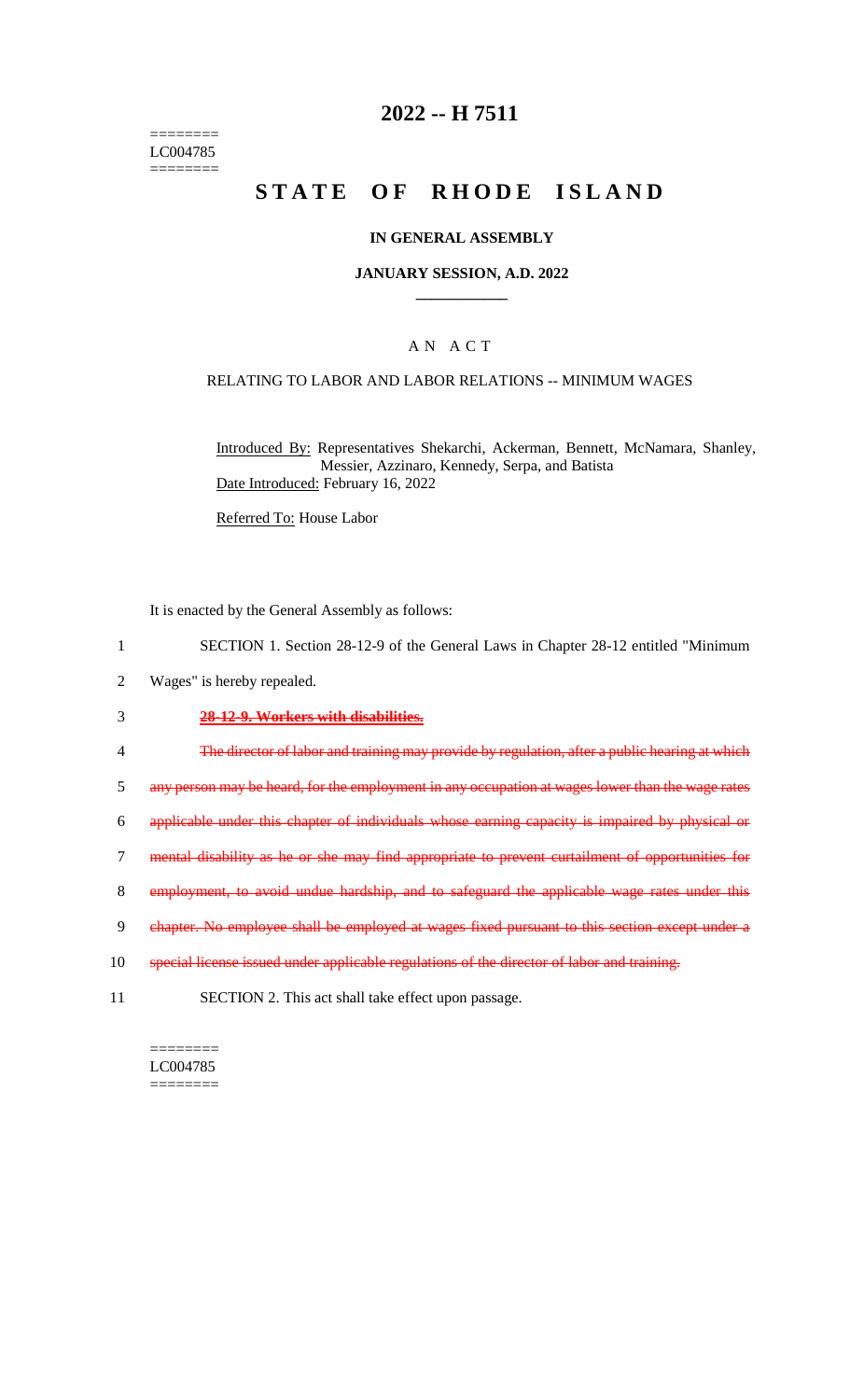========
LC004785
========

# 2022 -- H 7511

# STATE OF RHODE ISLAND

### IN GENERAL ASSEMBLY

### JANUARY SESSION, A.D. 2022

## A N A C T

### RELATING TO LABOR AND LABOR RELATIONS -- MINIMUM WAGES

Introduced By: Representatives Shekarchi, Ackerman, Bennett, McNamara, Shanley, Messier, Azzinaro, Kennedy, Serpa, and Batista

Date Introduced: February 16, 2022

Referred To: House Labor

It is enacted by the General Assembly as follows:

1 SECTION 1. Section 28-12-9 of the General Laws in Chapter 28-12 entitled "Minimum
2 Wages" is hereby repealed.

3 ~~**28-12-9. Workers with disabilities.**~~

4 ~~The director of labor and training may provide by regulation, after a public hearing at which~~
5 ~~any person may be heard, for the employment in any occupation at wages lower than the wage rates~~
6 ~~applicable under this chapter of individuals whose earning capacity is impaired by physical or~~
7 ~~mental disability as he or she may find appropriate to prevent curtailment of opportunities for~~
8 ~~employment, to avoid undue hardship, and to safeguard the applicable wage rates under this~~
9 ~~chapter. No employee shall be employed at wages fixed pursuant to this section except under a~~
10 ~~special license issued under applicable regulations of the director of labor and training.~~

11 SECTION 2. This act shall take effect upon passage.

========
LC004785
========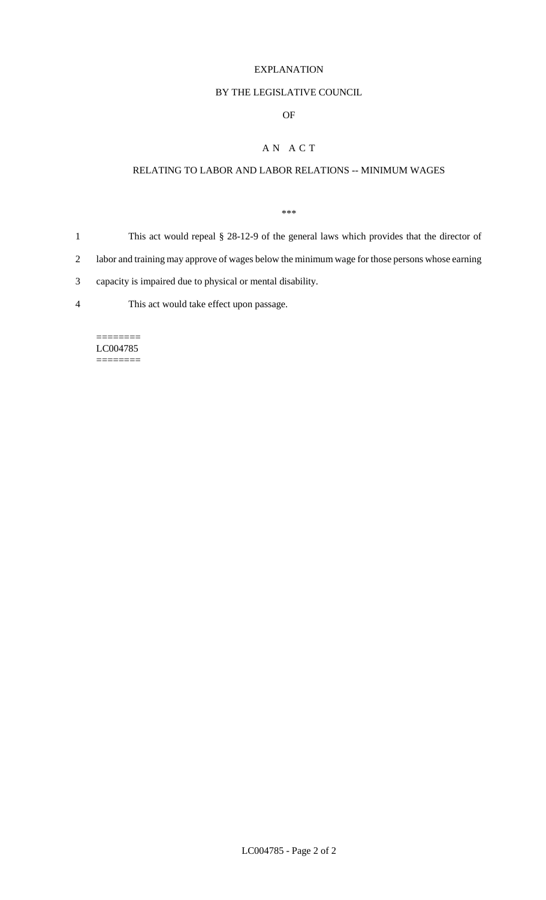EXPLANATION

BY THE LEGISLATIVE COUNCIL

OF

A N A C T

RELATING TO LABOR AND LABOR RELATIONS -- MINIMUM WAGES

\*\*\*

This act would repeal § 28-12-9 of the general laws which provides that the director of labor and training may approve of wages below the minimum wage for those persons whose earning capacity is impaired due to physical or mental disability.

This act would take effect upon passage.

========
LC004785
========